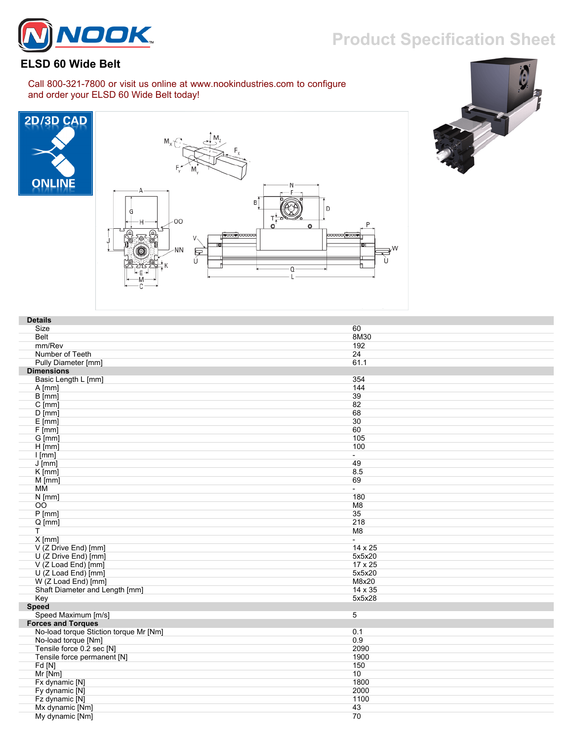# Product Specification Sheet

## ELSD 60 Wide Belt

Call 800-321-7800 or visit us online at www.nookindustries.com to configure and order your ELSD 60 Wide Belt today!

2D/3D CAD ONLINE

| Details | |
|---|---|
| Size | 60 |
| Belt | 8M30 |
| mm/Rev | 192 |
| Number of Teeth | 24 |
| Pully Diameter [mm] | 61.1 |
| **Dimensions** | |
| Basic Length L [mm] | 354 |
| A [mm] | 144 |
| B [mm] | 39 |
| C [mm] | 82 |
| D [mm] | 68 |
| E [mm] | 30 |
| F [mm] | 60 |
| G [mm] | 105 |
| H [mm] | 100 |
| I [mm] | - |
| J [mm] | 49 |
| K [mm] | 8.5 |
| M [mm] | 69 |
| MM | - |
| N [mm] | 180 |
| OO | M8 |
| P [mm] | 35 |
| Q [mm] | 218 |
| T | M8 |
| X [mm] | - |
| V (Z Drive End) [mm] | 14 x 25 |
| U (Z Drive End) [mm] | 5x5x20 |
| V (Z Load End) [mm] | 17 x 25 |
| U (Z Load End) [mm] | 5x5x20 |
| W (Z Load End) [mm] | M8x20 |
| Shaft Diameter and Length [mm] | 14 x 35 |
| Key | 5x5x28 |
| **Speed** | |
| Speed Maximum [m/s] | 5 |
| **Forces and Torques** | |
| No-load torque Stiction torque Mr [Nm] | 0.1 |
| No-load torque [Nm] | 0.9 |
| Tensile force 0.2 sec [N] | 2090 |
| Tensile force permanent [N] | 1900 |
| Fd [N] | 150 |
| Mr [Nm] | 10 |
| Fx dynamic [N] | 1800 |
| Fy dynamic [N] | 2000 |
| Fz dynamic [N] | 1100 |
| Mx dynamic [Nm] | 43 |
| My dynamic [Nm] | 70 |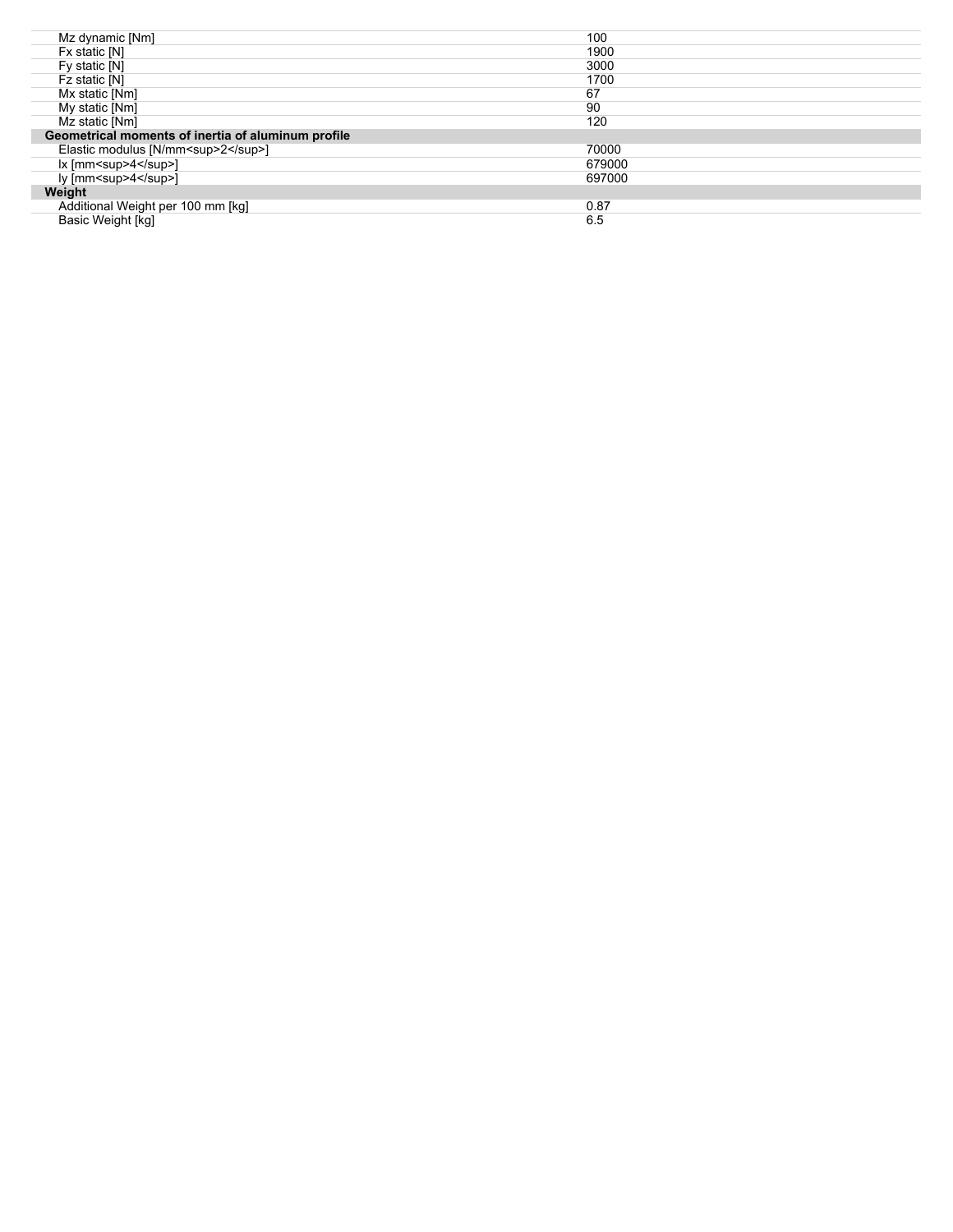| | |
|---|---|
| Mz dynamic [Nm] | 100 |
| Fx static [N] | 1900 |
| Fy static [N] | 3000 |
| Fz static [N] | 1700 |
| Mx static [Nm] | 67 |
| My static [Nm] | 90 |
| Mz static [Nm] | 120 |
| **Geometrical moments of inertia of aluminum profile** | |
| Elastic modulus [N/mm$^2$] | 70000 |
| Ix [mm$^4$] | 679000 |
| Iy [mm$^4$] | 697000 |
| **Weight** | |
| Additional Weight per 100 mm [kg] | 0.87 |
| Basic Weight [kg] | 6.5 |